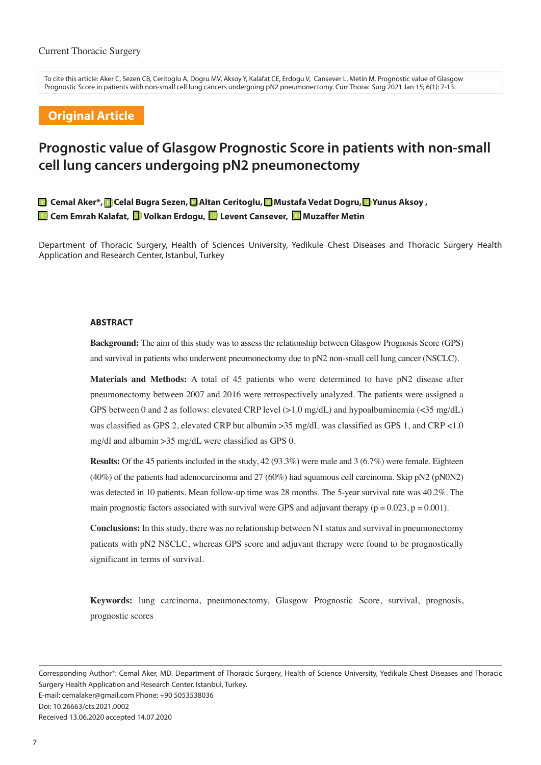Current Thoracic Surgery

To cite this article: Aker C, Sezen CB, Ceritoglu A, Dogru MV, Aksoy Y, Kalafat CE, Erdogu V, Cansever L, Metin M. Prognostic value of Glasgow Prognostic Score in patients with non-small cell lung cancers undergoing pN2 pneumonectomy. Curr Thorac Surg 2021 Jan 15; 6(1): 7-13.

**Original Article**

# Prognostic value of Glasgow Prognostic Score in patients with non-small cell lung cancers undergoing pN2 pneumonectomy

**Cemal Aker*, Celal Bugra Sezen, Altan Ceritoglu, Mustafa Vedat Dogru, Yunus Aksoy, Cem Emrah Kalafat, Volkan Erdogu, Levent Cansever, Muzaffer Metin**

Department of Thoracic Surgery, Health of Sciences University, Yedikule Chest Diseases and Thoracic Surgery Health Application and Research Center, Istanbul, Turkey

## ABSTRACT

**Background:** The aim of this study was to assess the relationship between Glasgow Prognosis Score (GPS) and survival in patients who underwent pneumonectomy due to pN2 non-small cell lung cancer (NSCLC).

**Materials and Methods:** A total of 45 patients who were determined to have pN2 disease after pneumonectomy between 2007 and 2016 were retrospectively analyzed. The patients were assigned a GPS between 0 and 2 as follows: elevated CRP level (>1.0 mg/dL) and hypoalbuminemia (<35 mg/dL) was classified as GPS 2, elevated CRP but albumin >35 mg/dL was classified as GPS 1, and CRP <1.0 mg/dl and albumin >35 mg/dL were classified as GPS 0.

**Results:** Of the 45 patients included in the study, 42 (93.3%) were male and 3 (6.7%) were female. Eighteen (40%) of the patients had adenocarcinoma and 27 (60%) had squamous cell carcinoma. Skip pN2 (pN0N2) was detected in 10 patients. Mean follow-up time was 28 months. The 5-year survival rate was 40.2%. The main prognostic factors associated with survival were GPS and adjuvant therapy ($p = 0.023$, $p = 0.001$).

**Conclusions:** In this study, there was no relationship between N1 status and survival in pneumonectomy patients with pN2 NSCLC, whereas GPS score and adjuvant therapy were found to be prognostically significant in terms of survival.

**Keywords:** lung carcinoma, pneumonectomy, Glasgow Prognostic Score, survival, prognosis, prognostic scores

---

Corresponding Author*: Cemal Aker, MD. Department of Thoracic Surgery, Health of Science University, Yedikule Chest Diseases and Thoracic Surgery Health Application and Research Center, Istanbul, Turkey.
E-mail: cemalaker@gmail.com Phone: +90 5053538036
Doi: 10.26663/cts.2021.0002
Received 13.06.2020 accepted 14.07.2020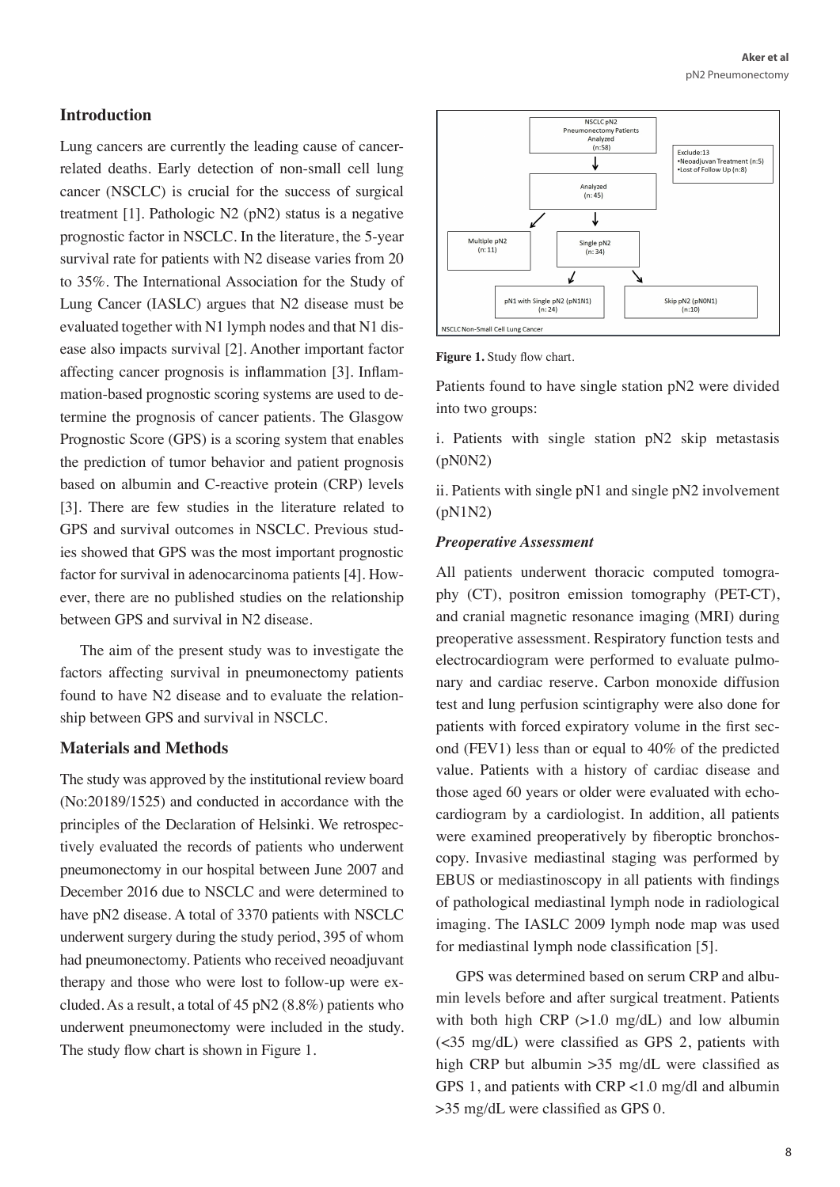## Introduction

Lung cancers are currently the leading cause of cancer-related deaths. Early detection of non-small cell lung cancer (NSCLC) is crucial for the success of surgical treatment [1]. Pathologic N2 (pN2) status is a negative prognostic factor in NSCLC. In the literature, the 5-year survival rate for patients with N2 disease varies from 20 to 35%. The International Association for the Study of Lung Cancer (IASLC) argues that N2 disease must be evaluated together with N1 lymph nodes and that N1 disease also impacts survival [2]. Another important factor affecting cancer prognosis is inflammation [3]. Inflammation-based prognostic scoring systems are used to determine the prognosis of cancer patients. The Glasgow Prognostic Score (GPS) is a scoring system that enables the prediction of tumor behavior and patient prognosis based on albumin and C-reactive protein (CRP) levels [3]. There are few studies in the literature related to GPS and survival outcomes in NSCLC. Previous studies showed that GPS was the most important prognostic factor for survival in adenocarcinoma patients [4]. However, there are no published studies on the relationship between GPS and survival in N2 disease.

The aim of the present study was to investigate the factors affecting survival in pneumonectomy patients found to have N2 disease and to evaluate the relationship between GPS and survival in NSCLC.

## Materials and Methods

The study was approved by the institutional review board (No:20189/1525) and conducted in accordance with the principles of the Declaration of Helsinki. We retrospectively evaluated the records of patients who underwent pneumonectomy in our hospital between June 2007 and December 2016 due to NSCLC and were determined to have pN2 disease. A total of 3370 patients with NSCLC underwent surgery during the study period, 395 of whom had pneumonectomy. Patients who received neoadjuvant therapy and those who were lost to follow-up were excluded. As a result, a total of 45 pN2 (8.8%) patients who underwent pneumonectomy were included in the study. The study flow chart is shown in Figure 1.

NSCLC pN2 Pneumonectomy Patients Analyzed (n:58)

Exclude:13
- Neoadjuvan Treatment (n:5)
- Lost of Follow Up (n:8)

Analyzed (n: 45)

Multiple pN2 (n: 11)

Single pN2 (n: 34)

pN1 with Single pN2 (pN1N1) (n: 24)

Skip pN2 (pN0N1) (n:10)

NSCLC Non-Small Cell Lung Cancer

**Figure 1.** Study flow chart.

Patients found to have single station pN2 were divided into two groups:

i. Patients with single station pN2 skip metastasis (pN0N2)

ii. Patients with single pN1 and single pN2 involvement (pN1N2)

### *Preoperative Assessment*

All patients underwent thoracic computed tomography (CT), positron emission tomography (PET-CT), and cranial magnetic resonance imaging (MRI) during preoperative assessment. Respiratory function tests and electrocardiogram were performed to evaluate pulmonary and cardiac reserve. Carbon monoxide diffusion test and lung perfusion scintigraphy were also done for patients with forced expiratory volume in the first second (FEV1) less than or equal to 40% of the predicted value. Patients with a history of cardiac disease and those aged 60 years or older were evaluated with echocardiogram by a cardiologist. In addition, all patients were examined preoperatively by fiberoptic bronchoscopy. Invasive mediastinal staging was performed by EBUS or mediastinoscopy in all patients with findings of pathological mediastinal lymph node in radiological imaging. The IASLC 2009 lymph node map was used for mediastinal lymph node classification [5].

GPS was determined based on serum CRP and albumin levels before and after surgical treatment. Patients with both high CRP (>1.0 mg/dL) and low albumin (<35 mg/dL) were classified as GPS 2, patients with high CRP but albumin >35 mg/dL were classified as GPS 1, and patients with CRP <1.0 mg/dl and albumin >35 mg/dL were classified as GPS 0.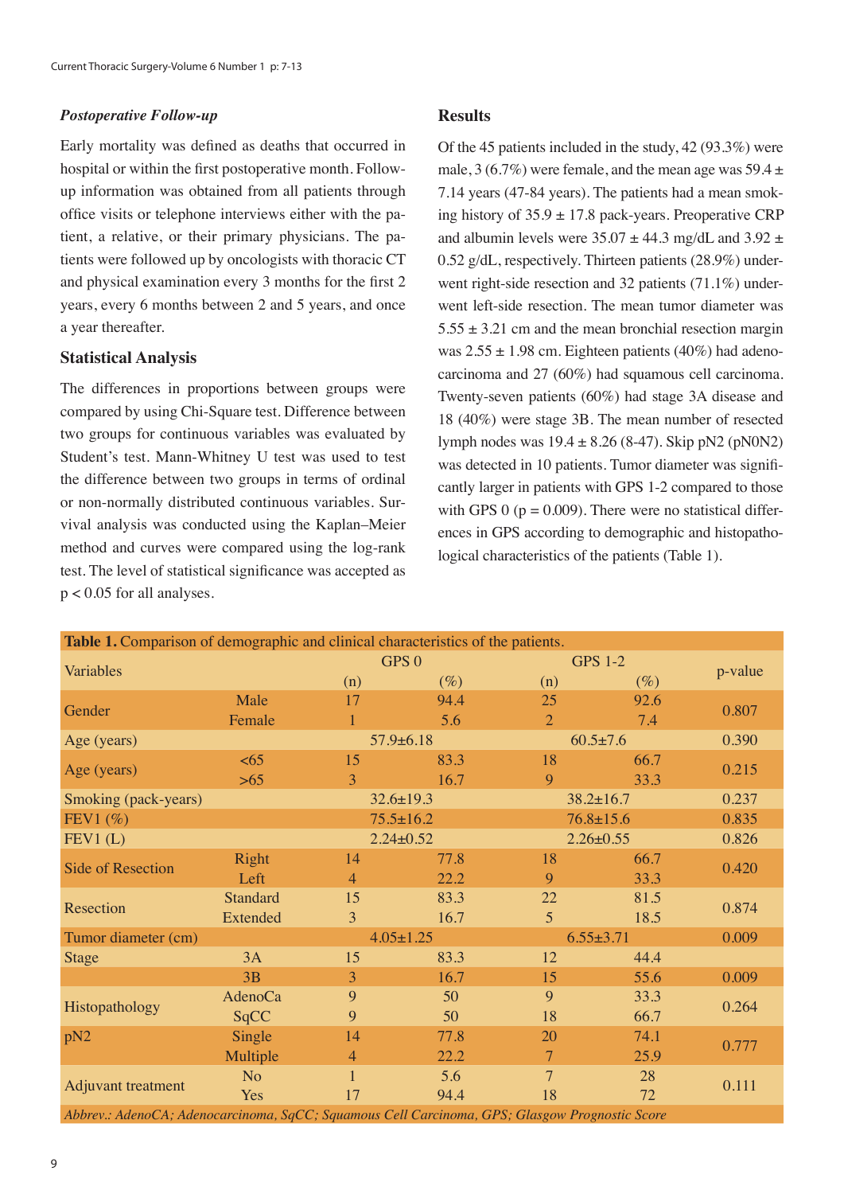### *Postoperative Follow-up*

Early mortality was defined as deaths that occurred in hospital or within the first postoperative month. Follow-up information was obtained from all patients through office visits or telephone interviews either with the patient, a relative, or their primary physicians. The patients were followed up by oncologists with thoracic CT and physical examination every 3 months for the first 2 years, every 6 months between 2 and 5 years, and once a year thereafter.

### Statistical Analysis

The differences in proportions between groups were compared by using Chi-Square test. Difference between two groups for continuous variables was evaluated by Student's test. Mann-Whitney U test was used to test the difference between two groups in terms of ordinal or non-normally distributed continuous variables. Survival analysis was conducted using the Kaplan–Meier method and curves were compared using the log-rank test. The level of statistical significance was accepted as $p < 0.05$ for all analyses.

### Results

Of the 45 patients included in the study, 42 (93.3%) were male, 3 (6.7%) were female, and the mean age was 59.4 ± 7.14 years (47-84 years). The patients had a mean smoking history of 35.9 ± 17.8 pack-years. Preoperative CRP and albumin levels were 35.07 ± 44.3 mg/dL and 3.92 ± 0.52 g/dL, respectively. Thirteen patients (28.9%) underwent right-side resection and 32 patients (71.1%) underwent left-side resection. The mean tumor diameter was 5.55 ± 3.21 cm and the mean bronchial resection margin was 2.55 ± 1.98 cm. Eighteen patients (40%) had adenocarcinoma and 27 (60%) had squamous cell carcinoma. Twenty-seven patients (60%) had stage 3A disease and 18 (40%) were stage 3B. The mean number of resected lymph nodes was 19.4 ± 8.26 (8-47). Skip pN2 (pN0N2) was detected in 10 patients. Tumor diameter was significantly larger in patients with GPS 1-2 compared to those with GPS 0 ($p = 0.009$). There were no statistical differences in GPS according to demographic and histopathological characteristics of the patients (Table 1).

**Table 1.** Comparison of demographic and clinical characteristics of the patients.

| Variables | | GPS 0 | | GPS 1-2 | | p-value |
|---|---|---|---|---|---|---|
| | | (n) | (%) | (n) | (%) | |
| Gender | Male | 17 | 94.4 | 25 | 92.6 | 0.807 |
| | Female | 1 | 5.6 | 2 | 7.4 | |
| Age (years) | | 57.9±6.18 | | 60.5±7.6 | | 0.390 |
| Age (years) | <65 | 15 | 83.3 | 18 | 66.7 | 0.215 |
| | >65 | 3 | 16.7 | 9 | 33.3 | |
| Smoking (pack-years) | | 32.6±19.3 | | 38.2±16.7 | | 0.237 |
| FEV1 (%) | | 75.5±16.2 | | 76.8±15.6 | | 0.835 |
| FEV1 (L) | | 2.24±0.52 | | 2.26±0.55 | | 0.826 |
| Side of Resection | Right | 14 | 77.8 | 18 | 66.7 | 0.420 |
| | Left | 4 | 22.2 | 9 | 33.3 | |
| Resection | Standard | 15 | 83.3 | 22 | 81.5 | 0.874 |
| | Extended | 3 | 16.7 | 5 | 18.5 | |
| Tumor diameter (cm) | | 4.05±1.25 | | 6.55±3.71 | | 0.009 |
| Stage | 3A | 15 | 83.3 | 12 | 44.4 | 0.009 |
| | 3B | 3 | 16.7 | 15 | 55.6 | |
| Histopathology | AdenoCa | 9 | 50 | 9 | 33.3 | 0.264 |
| | SqCC | 9 | 50 | 18 | 66.7 | |
| pN2 | Single | 14 | 77.8 | 20 | 74.1 | 0.777 |
| | Multiple | 4 | 22.2 | 7 | 25.9 | |
| Adjuvant treatment | No | 1 | 5.6 | 7 | 28 | 0.111 |
| | Yes | 17 | 94.4 | 18 | 72 | |

*Abbrev.: AdenoCA; Adenocarcinoma, SqCC; Squamous Cell Carcinoma, GPS; Glasgow Prognostic Score*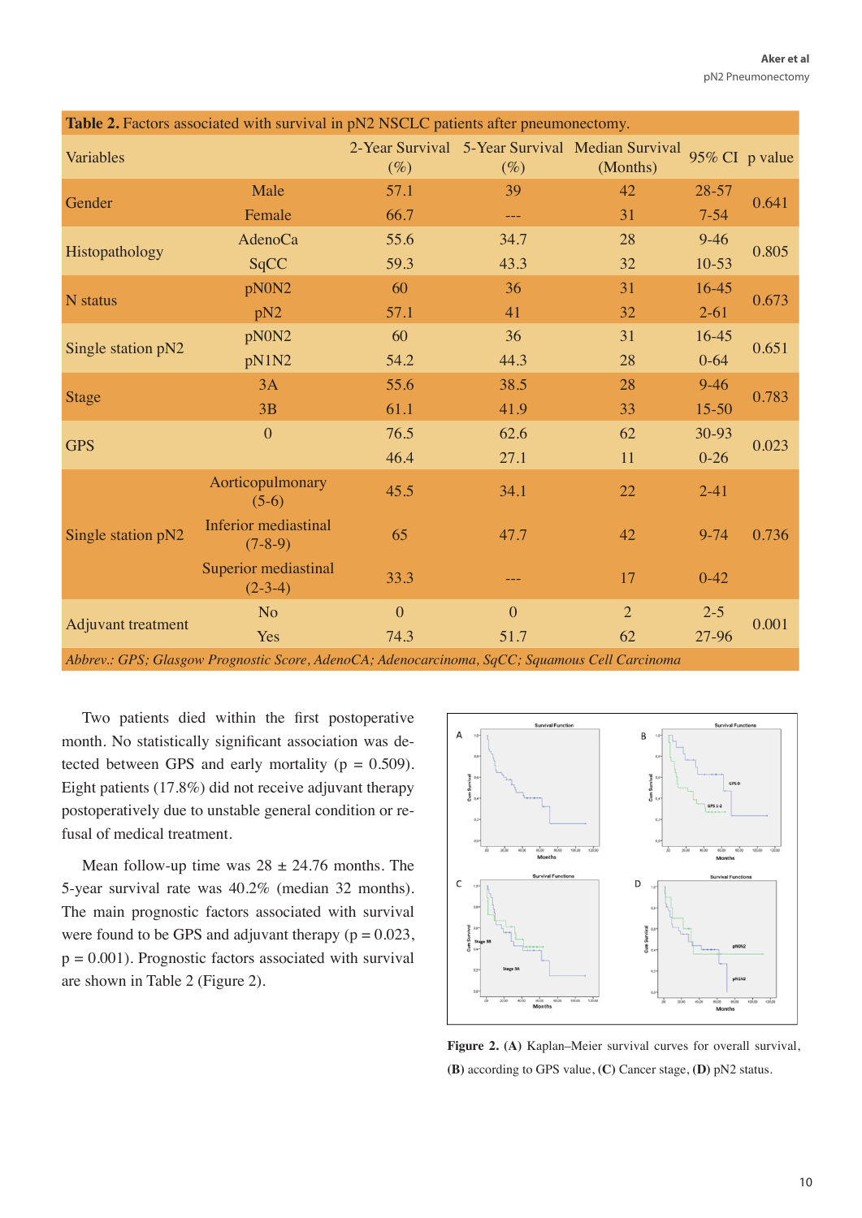**Table 2.** Factors associated with survival in pN2 NSCLC patients after pneumonectomy.

| Variables | | 2-Year Survival (%) | 5-Year Survival (%) | Median Survival (Months) | 95% CI | p value |
|---|---|---|---|---|---|---|
| Gender | Male | 57.1 | 39 | 42 | 28-57 | 0.641 |
| | Female | 66.7 | --- | 31 | 7-54 | |
| Histopathology | AdenoCa | 55.6 | 34.7 | 28 | 9-46 | 0.805 |
| | SqCC | 59.3 | 43.3 | 32 | 10-53 | |
| N status | pN0N2 | 60 | 36 | 31 | 16-45 | 0.673 |
| | pN2 | 57.1 | 41 | 32 | 2-61 | |
| Single station pN2 | pN0N2 | 60 | 36 | 31 | 16-45 | 0.651 |
| | pN1N2 | 54.2 | 44.3 | 28 | 0-64 | |
| Stage | 3A | 55.6 | 38.5 | 28 | 9-46 | 0.783 |
| | 3B | 61.1 | 41.9 | 33 | 15-50 | |
| GPS | 0 | 76.5 | 62.6 | 62 | 30-93 | 0.023 |
| | | 46.4 | 27.1 | 11 | 0-26 | |
| Single station pN2 | Aorticopulmonary (5-6) | 45.5 | 34.1 | 22 | 2-41 | 0.736 |
| | Inferior mediastinal (7-8-9) | 65 | 47.7 | 42 | 9-74 | |
| | Superior mediastinal (2-3-4) | 33.3 | --- | 17 | 0-42 | |
| Adjuvant treatment | No | 0 | 0 | 2 | 2-5 | 0.001 |
| | Yes | 74.3 | 51.7 | 62 | 27-96 | |

*Abbrev.: GPS; Glasgow Prognostic Score, AdenoCA; Adenocarcinoma, SqCC; Squamous Cell Carcinoma*

Two patients died within the first postoperative month. No statistically significant association was detected between GPS and early mortality (p = 0.509). Eight patients (17.8%) did not receive adjuvant therapy postoperatively due to unstable general condition or refusal of medical treatment.

Mean follow-up time was 28 ± 24.76 months. The 5-year survival rate was 40.2% (median 32 months). The main prognostic factors associated with survival were found to be GPS and adjuvant therapy (p = 0.023, p = 0.001). Prognostic factors associated with survival are shown in Table 2 (Figure 2).

**Figure 2.** **(A)** Kaplan–Meier survival curves for overall survival, **(B)** according to GPS value, **(C)** Cancer stage, **(D)** pN2 status.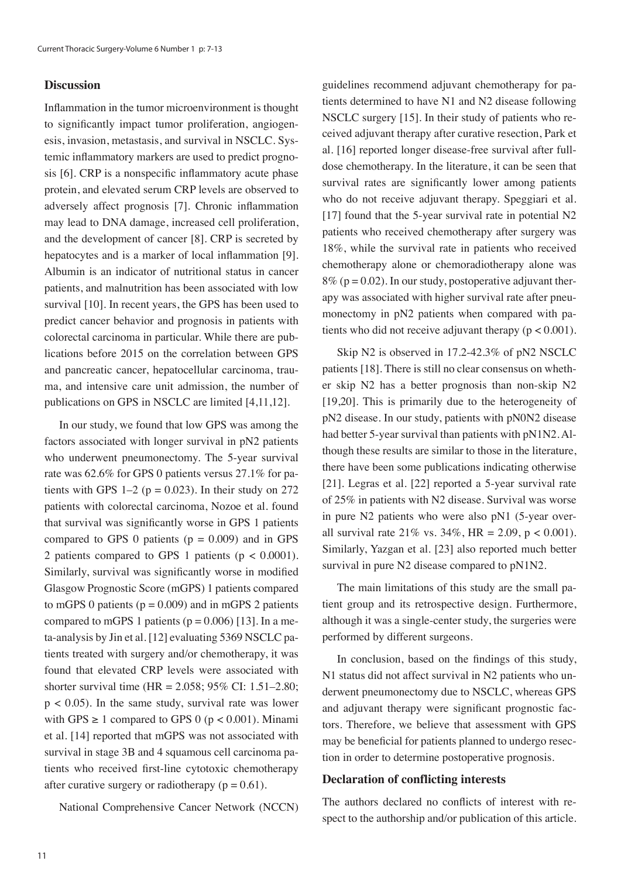## Discussion

Inflammation in the tumor microenvironment is thought to significantly impact tumor proliferation, angiogenesis, invasion, metastasis, and survival in NSCLC. Systemic inflammatory markers are used to predict prognosis [6]. CRP is a nonspecific inflammatory acute phase protein, and elevated serum CRP levels are observed to adversely affect prognosis [7]. Chronic inflammation may lead to DNA damage, increased cell proliferation, and the development of cancer [8]. CRP is secreted by hepatocytes and is a marker of local inflammation [9]. Albumin is an indicator of nutritional status in cancer patients, and malnutrition has been associated with low survival [10]. In recent years, the GPS has been used to predict cancer behavior and prognosis in patients with colorectal carcinoma in particular. While there are publications before 2015 on the correlation between GPS and pancreatic cancer, hepatocellular carcinoma, trauma, and intensive care unit admission, the number of publications on GPS in NSCLC are limited [4,11,12].

In our study, we found that low GPS was among the factors associated with longer survival in pN2 patients who underwent pneumonectomy. The 5-year survival rate was 62.6% for GPS 0 patients versus 27.1% for patients with GPS 1–2 ($p = 0.023$). In their study on 272 patients with colorectal carcinoma, Nozoe et al. found that survival was significantly worse in GPS 1 patients compared to GPS 0 patients ($p = 0.009$) and in GPS 2 patients compared to GPS 1 patients ($p < 0.0001$). Similarly, survival was significantly worse in modified Glasgow Prognostic Score (mGPS) 1 patients compared to mGPS 0 patients ($p = 0.009$) and in mGPS 2 patients compared to mGPS 1 patients ($p = 0.006$) [13]. In a meta-analysis by Jin et al. [12] evaluating 5369 NSCLC patients treated with surgery and/or chemotherapy, it was found that elevated CRP levels were associated with shorter survival time (HR = 2.058; 95% CI: 1.51–2.80; $p < 0.05$). In the same study, survival rate was lower with GPS $\geq 1$ compared to GPS 0 ($p < 0.001$). Minami et al. [14] reported that mGPS was not associated with survival in stage 3B and 4 squamous cell carcinoma patients who received first-line cytotoxic chemotherapy after curative surgery or radiotherapy ($p = 0.61$).

National Comprehensive Cancer Network (NCCN) guidelines recommend adjuvant chemotherapy for patients determined to have N1 and N2 disease following NSCLC surgery [15]. In their study of patients who received adjuvant therapy after curative resection, Park et al. [16] reported longer disease-free survival after full-dose chemotherapy. In the literature, it can be seen that survival rates are significantly lower among patients who do not receive adjuvant therapy. Speggiari et al. [17] found that the 5-year survival rate in potential N2 patients who received chemotherapy after surgery was 18%, while the survival rate in patients who received chemotherapy alone or chemoradiotherapy alone was 8% ($p = 0.02$). In our study, postoperative adjuvant therapy was associated with higher survival rate after pneumonectomy in pN2 patients when compared with patients who did not receive adjuvant therapy ($p < 0.001$).

Skip N2 is observed in 17.2-42.3% of pN2 NSCLC patients [18]. There is still no clear consensus on whether skip N2 has a better prognosis than non-skip N2 [19,20]. This is primarily due to the heterogeneity of pN2 disease. In our study, patients with pN0N2 disease had better 5-year survival than patients with pN1N2. Although these results are similar to those in the literature, there have been some publications indicating otherwise [21]. Legras et al. [22] reported a 5-year survival rate of 25% in patients with N2 disease. Survival was worse in pure N2 patients who were also pN1 (5-year overall survival rate 21% vs. 34%, HR = 2.09, $p < 0.001$). Similarly, Yazgan et al. [23] also reported much better survival in pure N2 disease compared to pN1N2.

The main limitations of this study are the small patient group and its retrospective design. Furthermore, although it was a single-center study, the surgeries were performed by different surgeons.

In conclusion, based on the findings of this study, N1 status did not affect survival in N2 patients who underwent pneumonectomy due to NSCLC, whereas GPS and adjuvant therapy were significant prognostic factors. Therefore, we believe that assessment with GPS may be beneficial for patients planned to undergo resection in order to determine postoperative prognosis.

## Declaration of conflicting interests

The authors declared no conflicts of interest with respect to the authorship and/or publication of this article.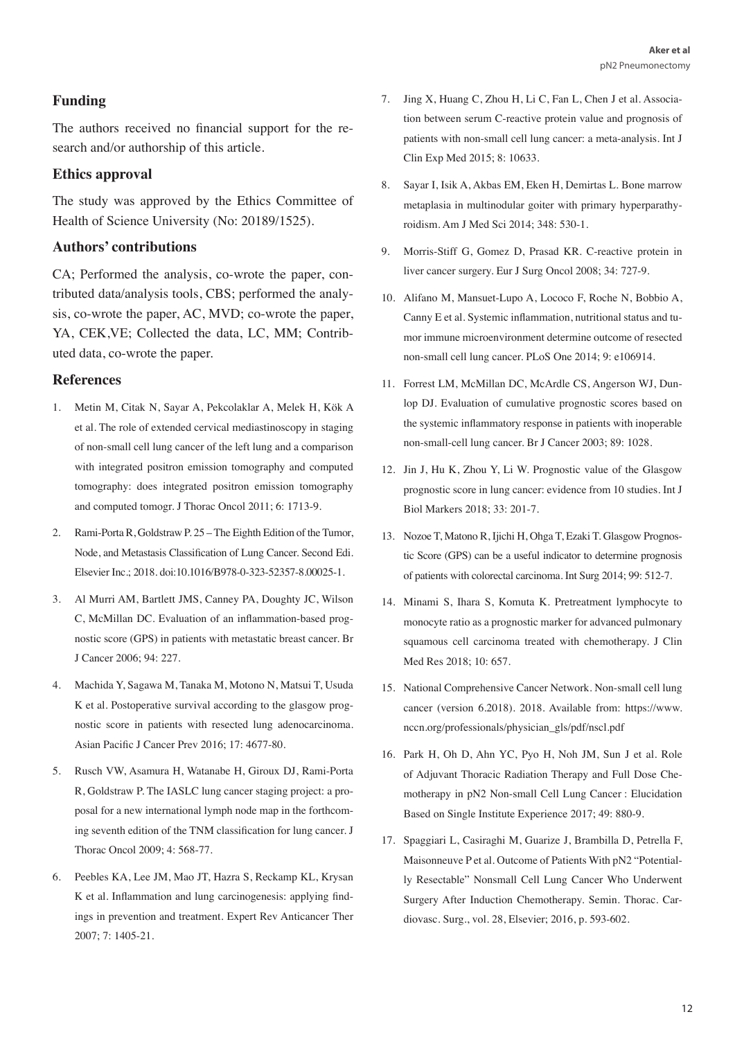## Funding

The authors received no financial support for the research and/or authorship of this article.

## Ethics approval

The study was approved by the Ethics Committee of Health of Science University (No: 20189/1525).

## Authors' contributions

CA; Performed the analysis, co-wrote the paper, contributed data/analysis tools, CBS; performed the analysis, co-wrote the paper, AC, MVD; co-wrote the paper, YA, CEK,VE; Collected the data, LC, MM; Contributed data, co-wrote the paper.

## References

1. Metin M, Citak N, Sayar A, Pekcolaklar A, Melek H, Kök A et al. The role of extended cervical mediastinoscopy in staging of non-small cell lung cancer of the left lung and a comparison with integrated positron emission tomography and computed tomography: does integrated positron emission tomography and computed tomogr. J Thorac Oncol 2011; 6: 1713-9.
2. Rami-Porta R, Goldstraw P. 25 – The Eighth Edition of the Tumor, Node, and Metastasis Classification of Lung Cancer. Second Edi. Elsevier Inc.; 2018. doi:10.1016/B978-0-323-52357-8.00025-1.
3. Al Murri AM, Bartlett JMS, Canney PA, Doughty JC, Wilson C, McMillan DC. Evaluation of an inflammation-based prognostic score (GPS) in patients with metastatic breast cancer. Br J Cancer 2006; 94: 227.
4. Machida Y, Sagawa M, Tanaka M, Motono N, Matsui T, Usuda K et al. Postoperative survival according to the glasgow prognostic score in patients with resected lung adenocarcinoma. Asian Pacific J Cancer Prev 2016; 17: 4677-80.
5. Rusch VW, Asamura H, Watanabe H, Giroux DJ, Rami-Porta R, Goldstraw P. The IASLC lung cancer staging project: a proposal for a new international lymph node map in the forthcoming seventh edition of the TNM classification for lung cancer. J Thorac Oncol 2009; 4: 568-77.
6. Peebles KA, Lee JM, Mao JT, Hazra S, Reckamp KL, Krysan K et al. Inflammation and lung carcinogenesis: applying findings in prevention and treatment. Expert Rev Anticancer Ther 2007; 7: 1405-21.
7. Jing X, Huang C, Zhou H, Li C, Fan L, Chen J et al. Association between serum C-reactive protein value and prognosis of patients with non-small cell lung cancer: a meta-analysis. Int J Clin Exp Med 2015; 8: 10633.
8. Sayar I, Isik A, Akbas EM, Eken H, Demirtas L. Bone marrow metaplasia in multinodular goiter with primary hyperparathyroidism. Am J Med Sci 2014; 348: 530-1.
9. Morris-Stiff G, Gomez D, Prasad KR. C-reactive protein in liver cancer surgery. Eur J Surg Oncol 2008; 34: 727-9.
10. Alifano M, Mansuet-Lupo A, Lococo F, Roche N, Bobbio A, Canny E et al. Systemic inflammation, nutritional status and tumor immune microenvironment determine outcome of resected non-small cell lung cancer. PLoS One 2014; 9: e106914.
11. Forrest LM, McMillan DC, McArdle CS, Angerson WJ, Dunlop DJ. Evaluation of cumulative prognostic scores based on the systemic inflammatory response in patients with inoperable non-small-cell lung cancer. Br J Cancer 2003; 89: 1028.
12. Jin J, Hu K, Zhou Y, Li W. Prognostic value of the Glasgow prognostic score in lung cancer: evidence from 10 studies. Int J Biol Markers 2018; 33: 201-7.
13. Nozoe T, Matono R, Ijichi H, Ohga T, Ezaki T. Glasgow Prognostic Score (GPS) can be a useful indicator to determine prognosis of patients with colorectal carcinoma. Int Surg 2014; 99: 512-7.
14. Minami S, Ihara S, Komuta K. Pretreatment lymphocyte to monocyte ratio as a prognostic marker for advanced pulmonary squamous cell carcinoma treated with chemotherapy. J Clin Med Res 2018; 10: 657.
15. National Comprehensive Cancer Network. Non-small cell lung cancer (version 6.2018). 2018. Available from: https://www.nccn.org/professionals/physician_gls/pdf/nscl.pdf
16. Park H, Oh D, Ahn YC, Pyo H, Noh JM, Sun J et al. Role of Adjuvant Thoracic Radiation Therapy and Full Dose Chemotherapy in pN2 Non-small Cell Lung Cancer : Elucidation Based on Single Institute Experience 2017; 49: 880-9.
17. Spaggiari L, Casiraghi M, Guarize J, Brambilla D, Petrella F, Maisonneuve P et al. Outcome of Patients With pN2 "Potentially Resectable" Nonsmall Cell Lung Cancer Who Underwent Surgery After Induction Chemotherapy. Semin. Thorac. Cardiovasc. Surg., vol. 28, Elsevier; 2016, p. 593-602.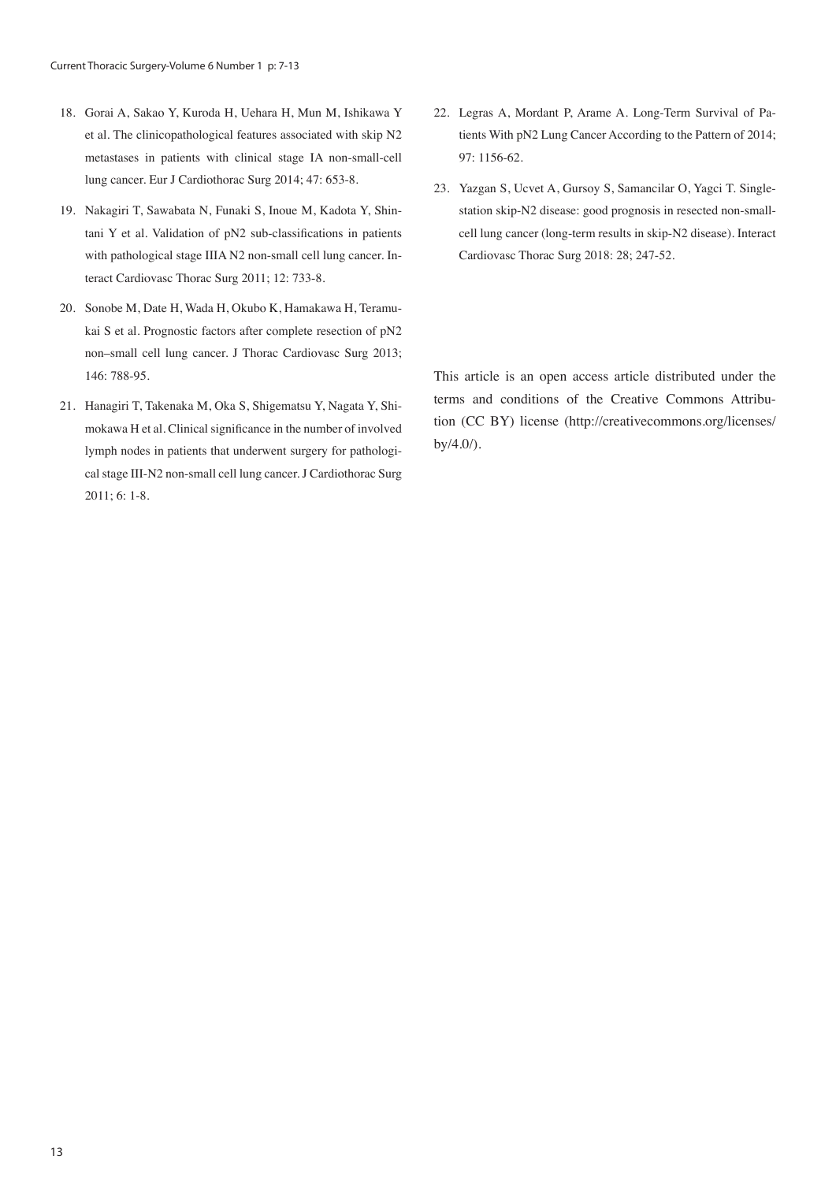18. Gorai A, Sakao Y, Kuroda H, Uehara H, Mun M, Ishikawa Y et al. The clinicopathological features associated with skip N2 metastases in patients with clinical stage IA non-small-cell lung cancer. Eur J Cardiothorac Surg 2014; 47: 653-8.

19. Nakagiri T, Sawabata N, Funaki S, Inoue M, Kadota Y, Shintani Y et al. Validation of pN2 sub-classifications in patients with pathological stage IIIA N2 non-small cell lung cancer. Interact Cardiovasc Thorac Surg 2011; 12: 733-8.

20. Sonobe M, Date H, Wada H, Okubo K, Hamakawa H, Teramukai S et al. Prognostic factors after complete resection of pN2 non–small cell lung cancer. J Thorac Cardiovasc Surg 2013; 146: 788-95.

21. Hanagiri T, Takenaka M, Oka S, Shigematsu Y, Nagata Y, Shimokawa H et al. Clinical significance in the number of involved lymph nodes in patients that underwent surgery for pathological stage III-N2 non-small cell lung cancer. J Cardiothorac Surg 2011; 6: 1-8.

22. Legras A, Mordant P, Arame A. Long-Term Survival of Patients With pN2 Lung Cancer According to the Pattern of 2014; 97: 1156-62.

23. Yazgan S, Ucvet A, Gursoy S, Samancilar O, Yagci T. Single-station skip-N2 disease: good prognosis in resected non-small-cell lung cancer (long-term results in skip-N2 disease). Interact Cardiovasc Thorac Surg 2018: 28; 247-52.

This article is an open access article distributed under the terms and conditions of the Creative Commons Attribution (CC BY) license (http://creativecommons.org/licenses/by/4.0/).